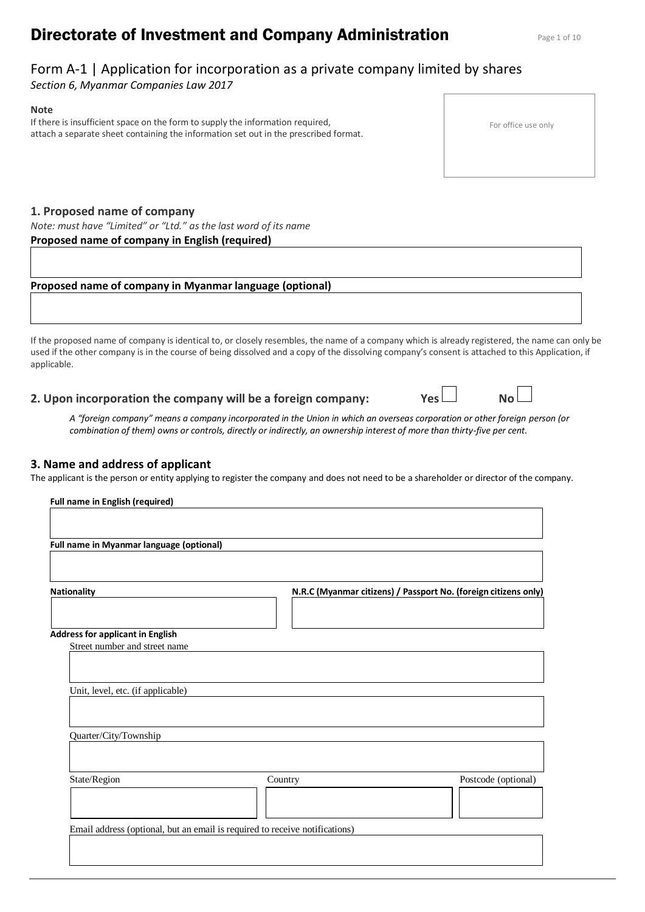# Directorate of Investment and Company Administration

## Form A-1 | Application for incorporation as a private company limited by shares

*Section 6, Myanmar Companies Law 2017*

**Note**

If there is insufficient space on the form to supply the information required, attach a separate sheet containing the information set out in the prescribed format.

For office use only

### 1. Proposed name of company

*Note: must have "Limited" or "Ltd." as the last word of its name*

**Proposed name of company in English (required)**

**Proposed name of company in Myanmar language (optional)**

If the proposed name of company is identical to, or closely resembles, the name of a company which is already registered, the name can only be used if the other company is in the course of being dissolved and a copy of the dissolving company's consent is attached to this Application, if applicable.

### 2. Upon incorporation the company will be a foreign company: Yes ☐ No ☐

*A "foreign company" means a company incorporated in the Union in which an overseas corporation or other foreign person (or combination of them) owns or controls, directly or indirectly, an ownership interest of more than thirty-five per cent.*

### 3. Name and address of applicant

The applicant is the person or entity applying to register the company and does not need to be a shareholder or director of the company.

**Full name in English (required)**

**Full name in Myanmar language (optional)**

**Nationality**

**N.R.C (Myanmar citizens) / Passport No. (foreign citizens only)**

**Address for applicant in English**

Street number and street name

Unit, level, etc. (if applicable)

Quarter/City/Township

State/Region

Country

Postcode (optional)

Email address (optional, but an email is required to receive notifications)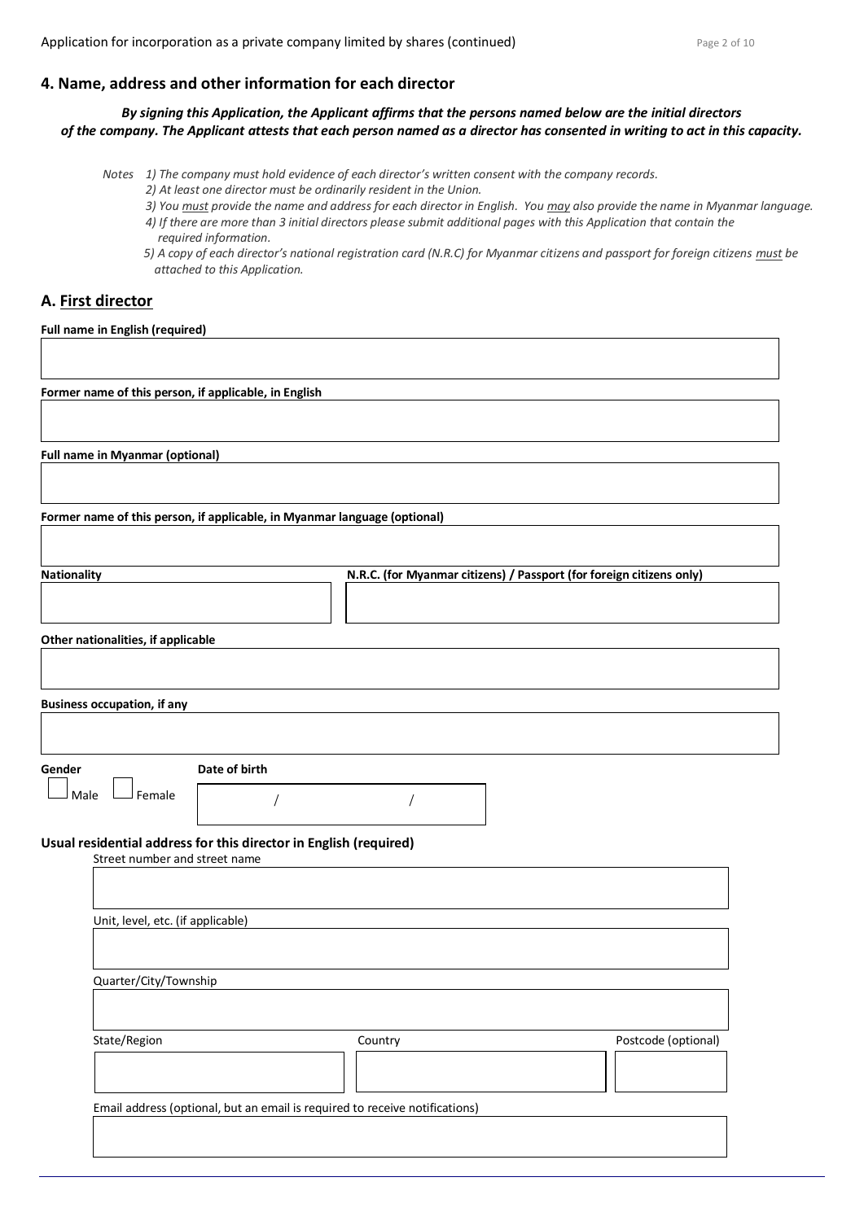## 4. Name, address and other information for each director

***By signing this Application, the Applicant affirms that the persons named below are the initial directors of the company. The Applicant attests that each person named as a director has consented in writing to act in this capacity.***

*Notes*
1) *The company must hold evidence of each director's written consent with the company records.*
2) *At least one director must be ordinarily resident in the Union.*
3) *You must provide the name and address for each director in English. You may also provide the name in Myanmar language.*
4) *If there are more than 3 initial directors please submit additional pages with this Application that contain the required information.*
5) *A copy of each director's national registration card (N.R.C) for Myanmar citizens and passport for foreign citizens must be attached to this Application.*

## A. First director

**Full name in English (required)**

**Former name of this person, if applicable, in English**

**Full name in Myanmar (optional)**

**Former name of this person, if applicable, in Myanmar language (optional)**

**Nationality**

**N.R.C. (for Myanmar citizens) / Passport (for foreign citizens only)**

**Other nationalities, if applicable**

**Business occupation, if any**

**Gender**

☐ Male ☐ Female

**Date of birth**

/ /

**Usual residential address for this director in English (required)**

Street number and street name

Unit, level, etc. (if applicable)

Quarter/City/Township

State/Region

Country

Postcode (optional)

Email address (optional, but an email is required to receive notifications)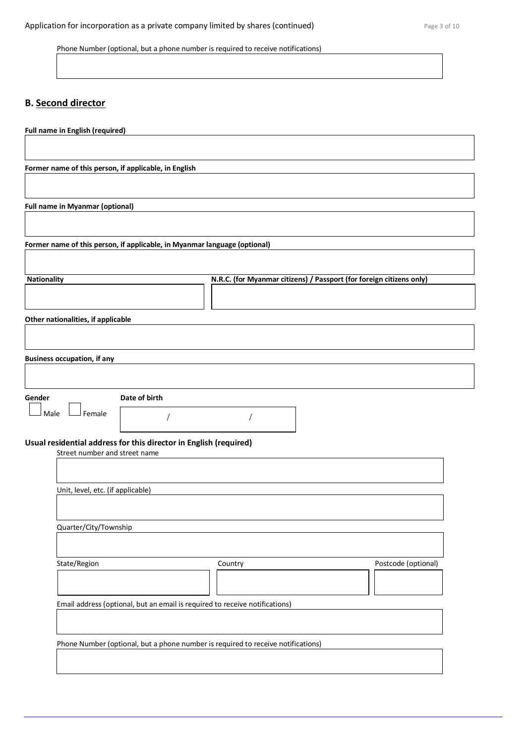Phone Number (optional, but a phone number is required to receive notifications)

## B. Second director

**Full name in English (required)**

**Former name of this person, if applicable, in English**

**Full name in Myanmar (optional)**

**Former name of this person, if applicable, in Myanmar language (optional)**

**Nationality**

**N.R.C. (for Myanmar citizens) / Passport (for foreign citizens only)**

**Other nationalities, if applicable**

**Business occupation, if any**

**Gender**

☐ Male ☐ Female

**Date of birth**

/ /

**Usual residential address for this director in English (required)**

Street number and street name

Unit, level, etc. (if applicable)

Quarter/City/Township

State/Region

Country

Postcode (optional)

Email address (optional, but an email is required to receive notifications)

Phone Number (optional, but a phone number is required to receive notifications)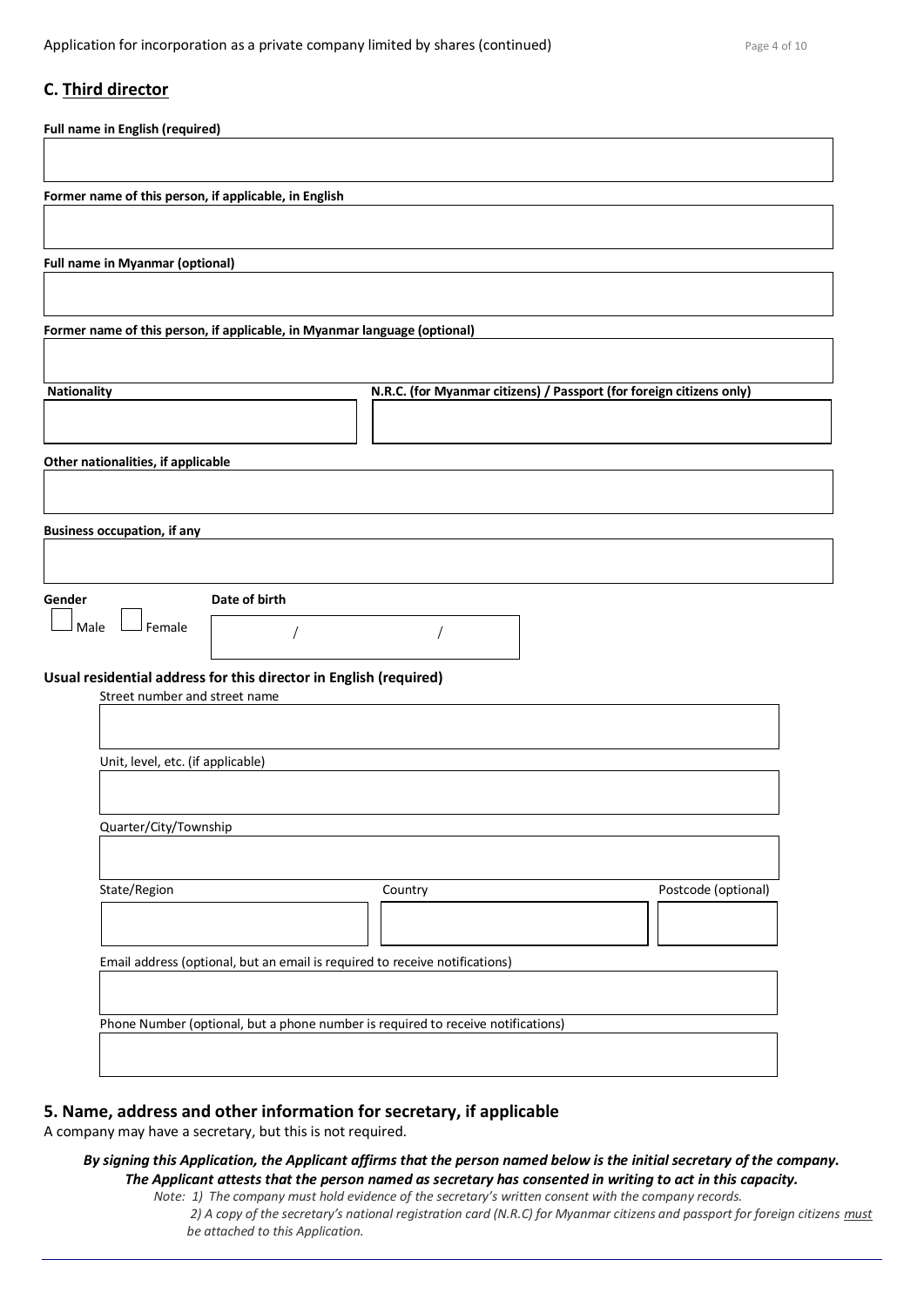## C. Third director

**Full name in English (required)**

**Former name of this person, if applicable, in English**

**Full name in Myanmar (optional)**

**Former name of this person, if applicable, in Myanmar language (optional)**

| **Nationality** | **N.R.C. (for Myanmar citizens) / Passport (for foreign citizens only)** |
|---|---|
| | |

**Other nationalities, if applicable**

**Business occupation, if any**

| **Gender** | **Date of birth** |
|---|---|
| ☐ Male ☐ Female | / / |

**Usual residential address for this director in English (required)**

Street number and street name

Unit, level, etc. (if applicable)

Quarter/City/Township

| State/Region | Country | Postcode (optional) |
|---|---|---|
| | | |

Email address (optional, but an email is required to receive notifications)

Phone Number (optional, but a phone number is required to receive notifications)

## 5. Name, address and other information for secretary, if applicable

A company may have a secretary, but this is not required.

***By signing this Application, the Applicant affirms that the person named below is the initial secretary of the company. The Applicant attests that the person named as secretary has consented in writing to act in this capacity.***

*Note: 1) The company must hold evidence of the secretary's written consent with the company records.*
*2) A copy of the secretary's national registration card (N.R.C) for Myanmar citizens and passport for foreign citizens must be attached to this Application.*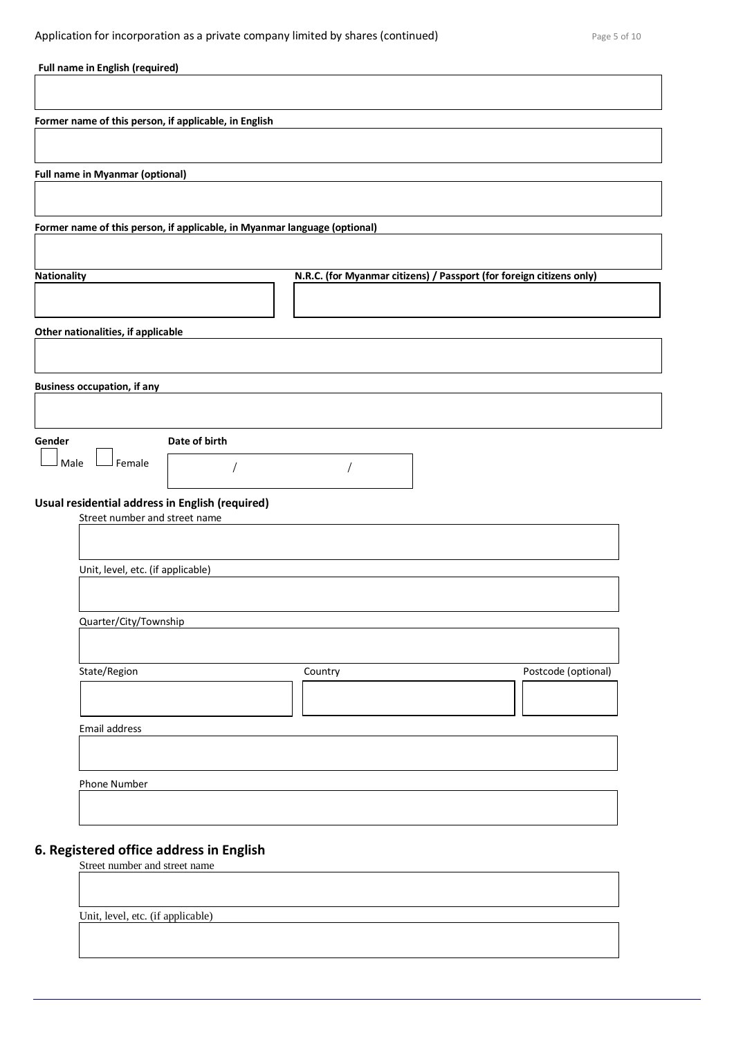**Full name in English (required)**

**Former name of this person, if applicable, in English**

**Full name in Myanmar (optional)**

**Former name of this person, if applicable, in Myanmar language (optional)**

**Nationality**

**N.R.C. (for Myanmar citizens) / Passport (for foreign citizens only)**

**Other nationalities, if applicable**

**Business occupation, if any**

**Gender**

☐ Male ☐ Female

**Date of birth**

/ /

**Usual residential address in English (required)**

Street number and street name

Unit, level, etc. (if applicable)

Quarter/City/Township

State/Region

Country

Postcode (optional)

Email address

Phone Number

## 6. Registered office address in English

Street number and street name

Unit, level, etc. (if applicable)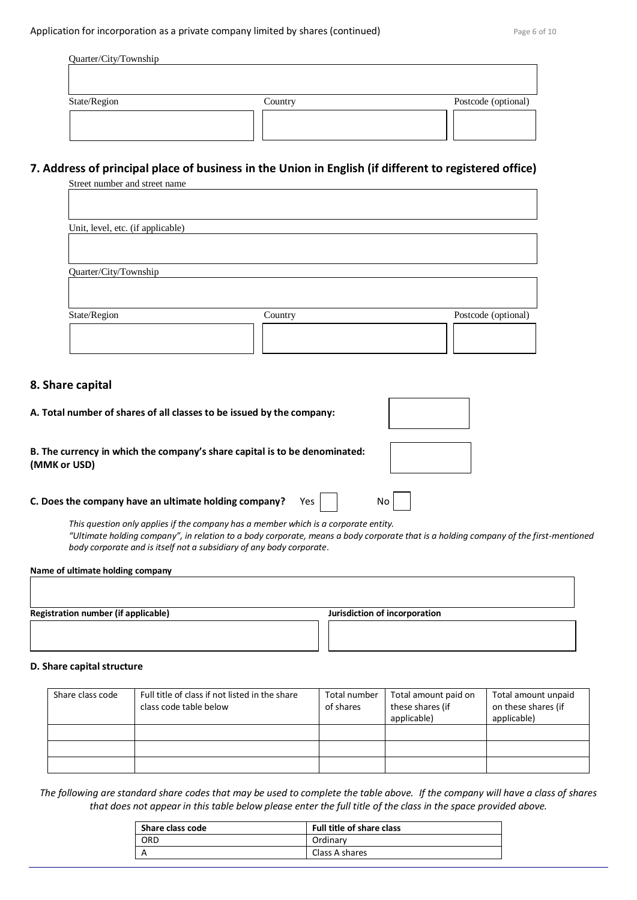Quarter/City/Township

State/Region | Country | Postcode (optional)

## 7. Address of principal place of business in the Union in English (if different to registered office)

Street number and street name

Unit, level, etc. (if applicable)

Quarter/City/Township

State/Region | Country | Postcode (optional)

## 8. Share capital

**A. Total number of shares of all classes to be issued by the company:**

**B. The currency in which the company's share capital is to be denominated: (MMK or USD)**

**C. Does the company have an ultimate holding company?** Yes ☐ No ☐

*This question only applies if the company has a member which is a corporate entity.*
*"Ultimate holding company", in relation to a body corporate, means a body corporate that is a holding company of the first-mentioned body corporate and is itself not a subsidiary of any body corporate.*

**Name of ultimate holding company**

**Registration number (if applicable)** | **Jurisdiction of incorporation**

**D. Share capital structure**

| Share class code | Full title of class if not listed in the share class code table below | Total number of shares | Total amount paid on these shares (if applicable) | Total amount unpaid on these shares (if applicable) |
|---|---|---|---|---|
| | | | | |
| | | | | |
| | | | | |

*The following are standard share codes that may be used to complete the table above. If the company will have a class of shares that does not appear in this table below please enter the full title of the class in the space provided above.*

| Share class code | Full title of share class |
|---|---|
| ORD | Ordinary |
| A | Class A shares |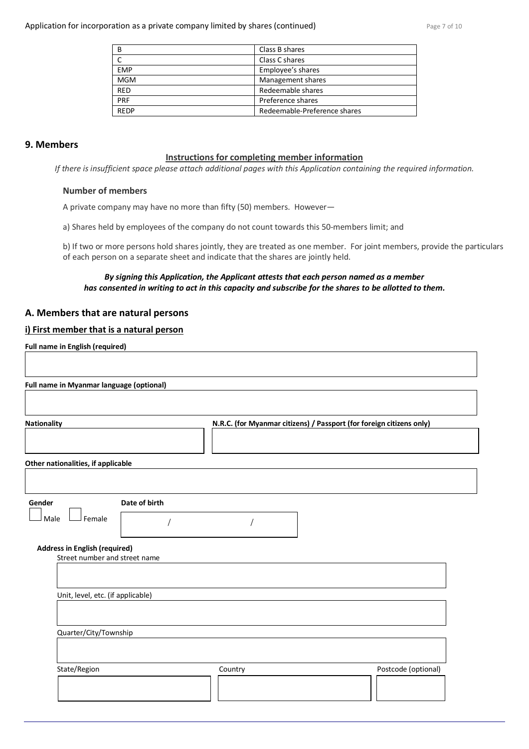| B | Class B shares |
|---|---|
| C | Class C shares |
| EMP | Employee's shares |
| MGM | Management shares |
| RED | Redeemable shares |
| PRF | Preference shares |
| REDP | Redeemable-Preference shares |

## 9. Members

**Instructions for completing member information**

*If there is insufficient space please attach additional pages with this Application containing the required information.*

### Number of members

A private company may have no more than fifty (50) members. However—

a) Shares held by employees of the company do not count towards this 50-members limit; and

b) If two or more persons hold shares jointly, they are treated as one member. For joint members, provide the particulars of each person on a separate sheet and indicate that the shares are jointly held.

***By signing this Application, the Applicant attests that each person named as a member has consented in writing to act in this capacity and subscribe for the shares to be allotted to them.***

## A. Members that are natural persons

### i) First member that is a natural person

**Full name in English (required)**

**Full name in Myanmar language (optional)**

**Nationality**

**N.R.C. (for Myanmar citizens) / Passport (for foreign citizens only)**

**Other nationalities, if applicable**

**Gender**

☐ Male ☐ Female

**Date of birth**

/ /

**Address in English (required)**

Street number and street name

Unit, level, etc. (if applicable)

Quarter/City/Township

State/Region

Country

Postcode (optional)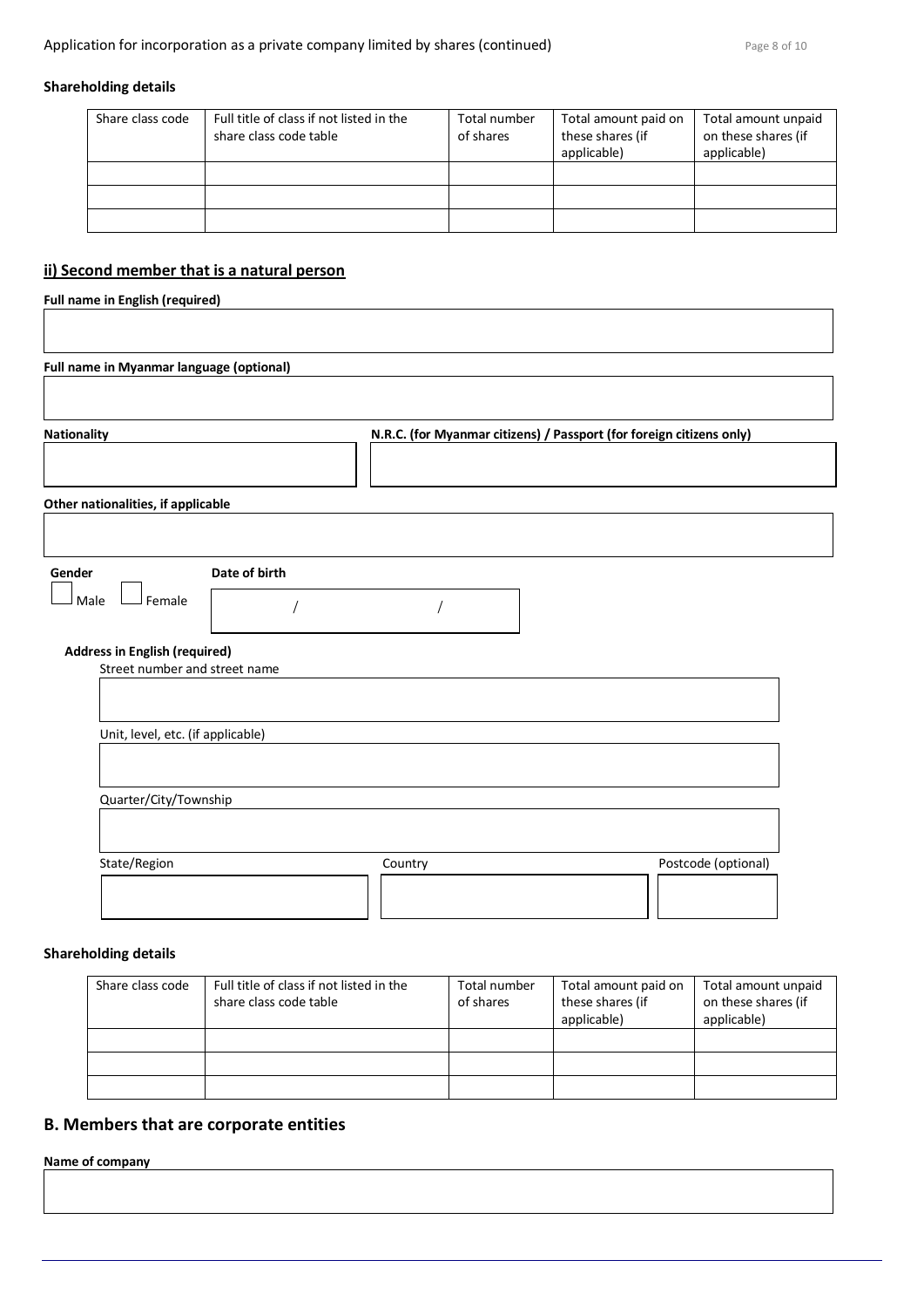**Shareholding details**

| Share class code | Full title of class if not listed in the share class code table | Total number of shares | Total amount paid on these shares (if applicable) | Total amount unpaid on these shares (if applicable) |
|---|---|---|---|---|
| | | | | |
| | | | | |
| | | | | |

## ii) Second member that is a natural person

**Full name in English (required)**

**Full name in Myanmar language (optional)**

**Nationality**

**N.R.C. (for Myanmar citizens) / Passport (for foreign citizens only)**

**Other nationalities, if applicable**

**Gender**

☐ Male ☐ Female

**Date of birth**

/ /

**Address in English (required)**

Street number and street name

Unit, level, etc. (if applicable)

Quarter/City/Township

State/Region

Country

Postcode (optional)

**Shareholding details**

| Share class code | Full title of class if not listed in the share class code table | Total number of shares | Total amount paid on these shares (if applicable) | Total amount unpaid on these shares (if applicable) |
|---|---|---|---|---|
| | | | | |
| | | | | |
| | | | | |

## B. Members that are corporate entities

**Name of company**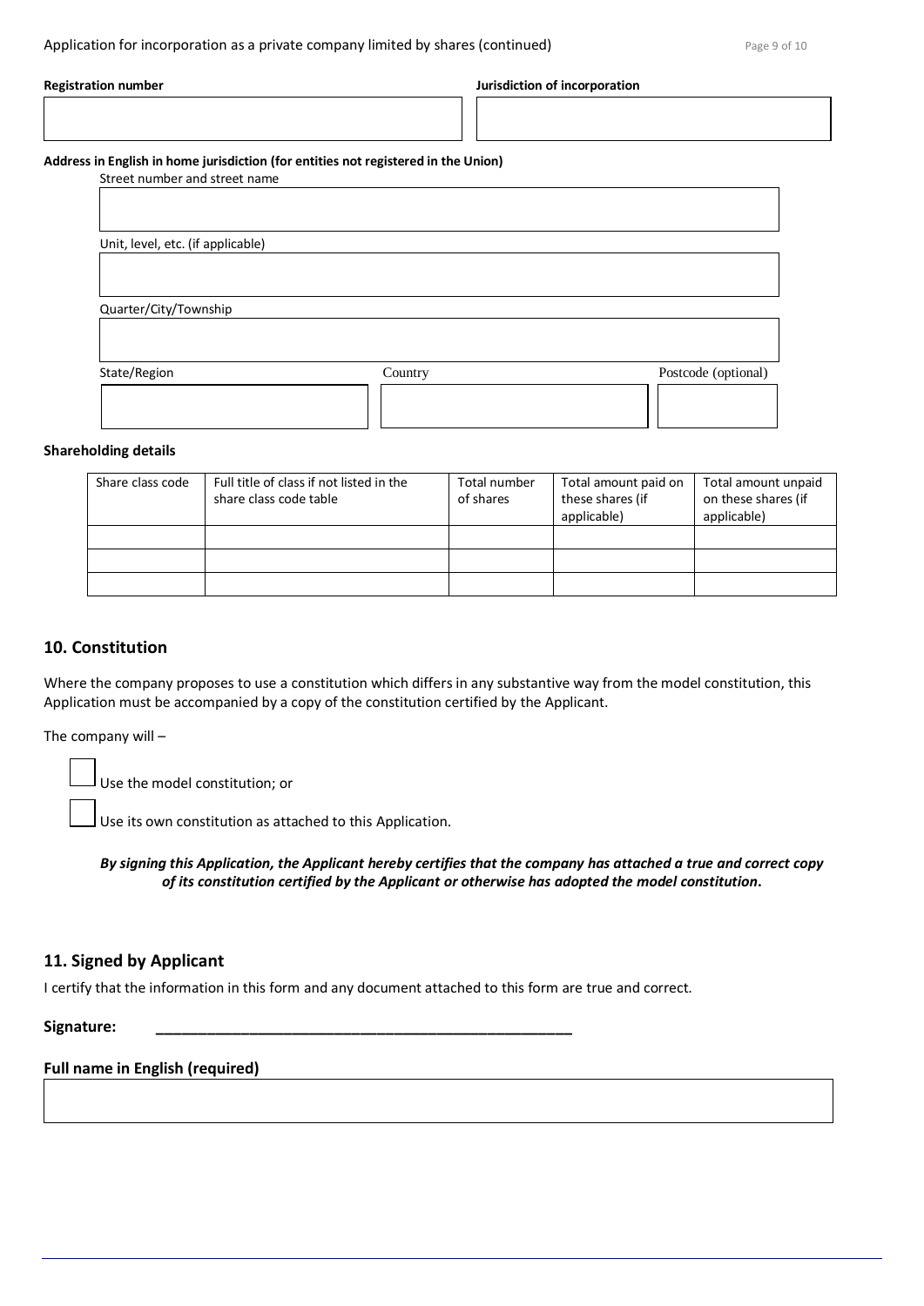**Registration number**

**Jurisdiction of incorporation**

**Address in English in home jurisdiction (for entities not registered in the Union)**

Street number and street name

Unit, level, etc. (if applicable)

Quarter/City/Township

State/Region

Country

Postcode (optional)

**Shareholding details**

| Share class code | Full title of class if not listed in the share class code table | Total number of shares | Total amount paid on these shares (if applicable) | Total amount unpaid on these shares (if applicable) |
|---|---|---|---|---|
| | | | | |
| | | | | |
| | | | | |

## 10. Constitution

Where the company proposes to use a constitution which differs in any substantive way from the model constitution, this Application must be accompanied by a copy of the constitution certified by the Applicant.

The company will –

☐ Use the model constitution; or

☐ Use its own constitution as attached to this Application.

***By signing this Application, the Applicant hereby certifies that the company has attached a true and correct copy of its constitution certified by the Applicant or otherwise has adopted the model constitution.***

## 11. Signed by Applicant

I certify that the information in this form and any document attached to this form are true and correct.

**Signature:** ___________________________________________________

**Full name in English (required)**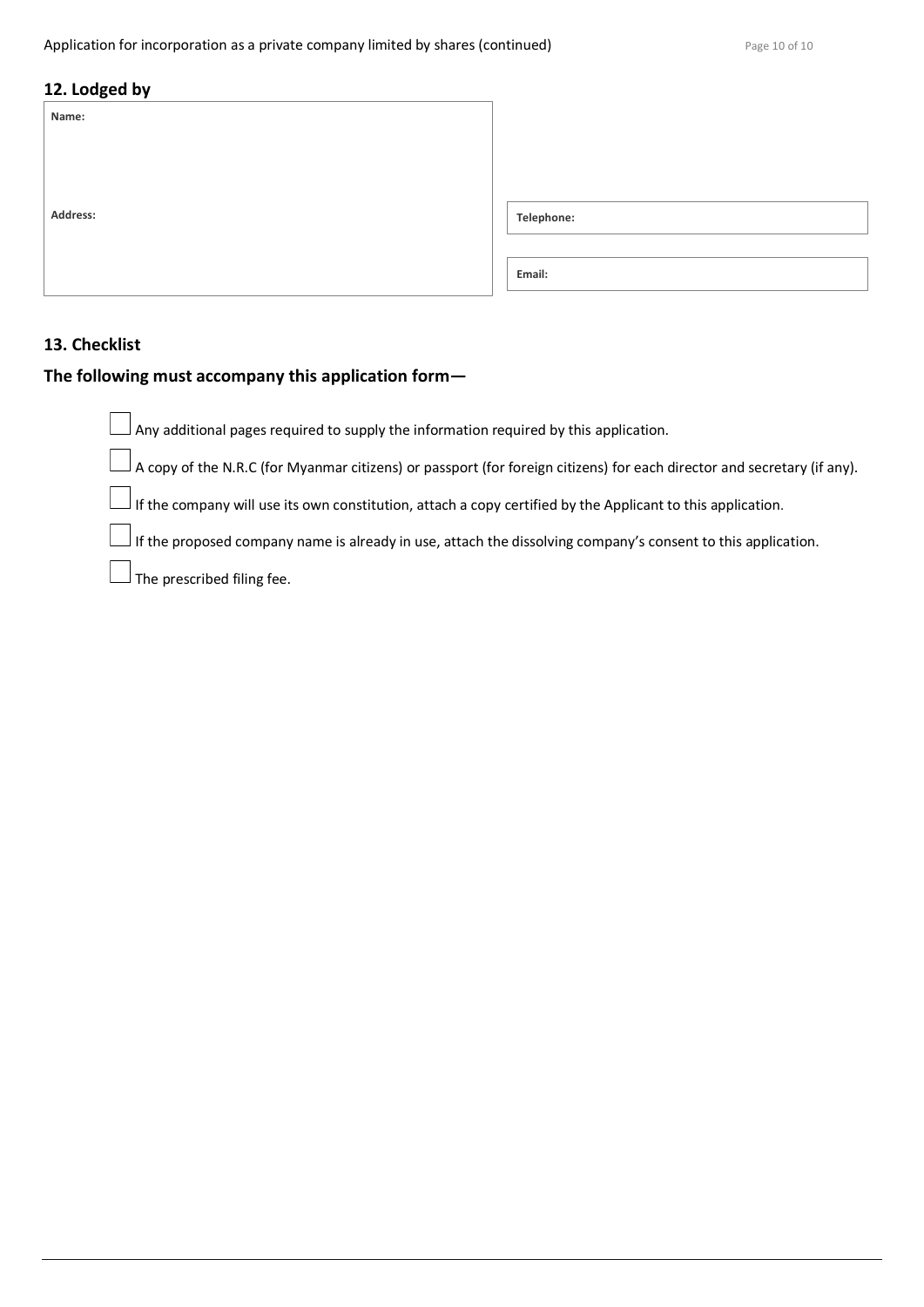## 12. Lodged by

**Name:**

**Address:**

**Telephone:**

**Email:**

## 13. Checklist

### The following must accompany this application form—

- ☐ Any additional pages required to supply the information required by this application.
- ☐ A copy of the N.R.C (for Myanmar citizens) or passport (for foreign citizens) for each director and secretary (if any).
- ☐ If the company will use its own constitution, attach a copy certified by the Applicant to this application.
- ☐ If the proposed company name is already in use, attach the dissolving company's consent to this application.
- ☐ The prescribed filing fee.